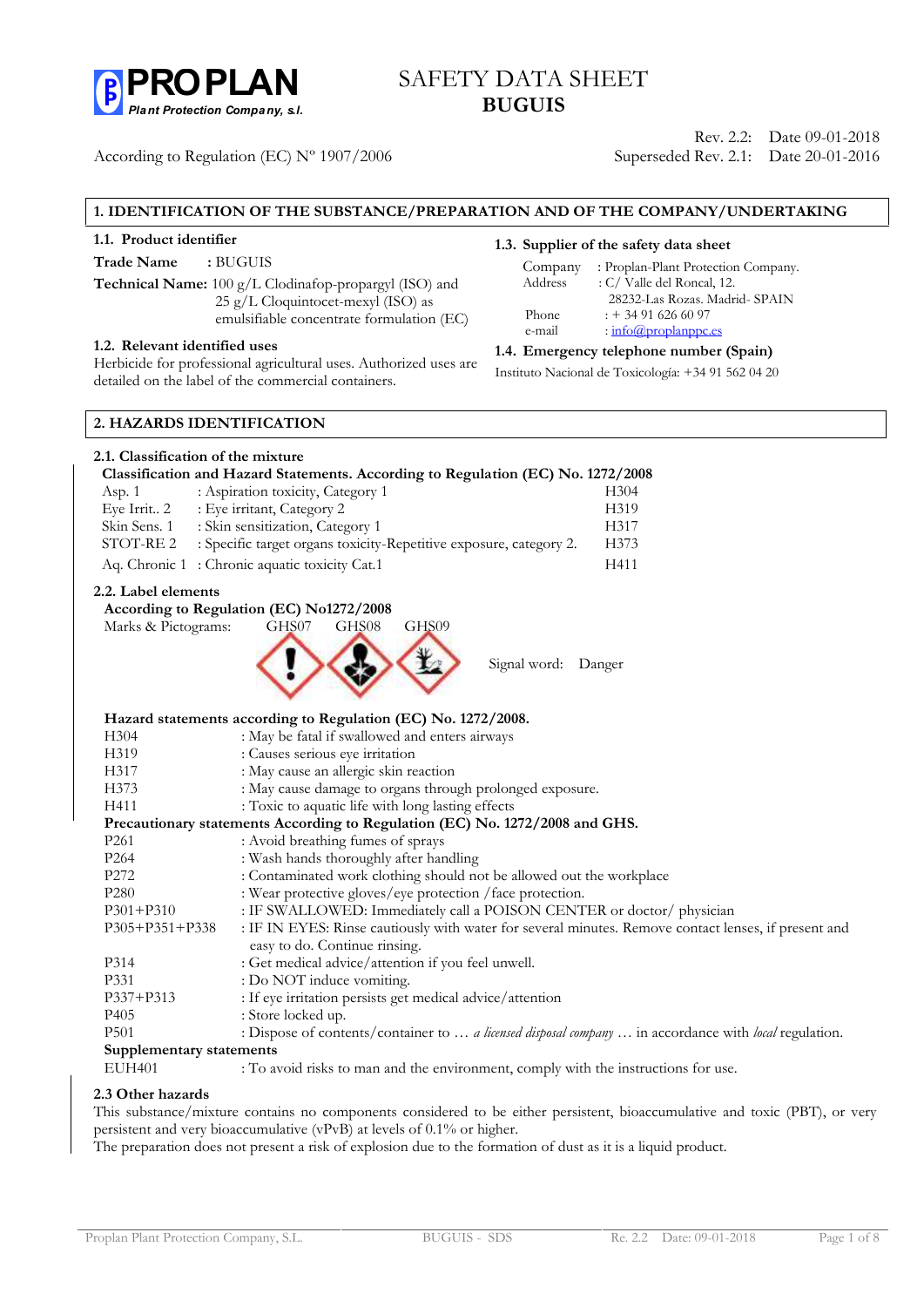**PROPLAN**
*Plant Protection Company, s.l.*

# SAFETY DATA SHEET
# BUGUIS

According to Regulation (EC) Nº 1907/2006

Rev. 2.2: Date 09-01-2018
Superseded Rev. 2.1: Date 20-01-2016

## 1. IDENTIFICATION OF THE SUBSTANCE/PREPARATION AND OF THE COMPANY/UNDERTAKING

### 1.1. Product identifier

**Trade Name** : BUGUIS

**Technical Name:** 100 g/L Clodinafop-propargyl (ISO) and 25 g/L Cloquintocet-mexyl (ISO) as emulsifiable concentrate formulation (EC)

### 1.2. Relevant identified uses

Herbicide for professional agricultural uses. Authorized uses are detailed on the label of the commercial containers.

### 1.3. Supplier of the safety data sheet

Company : Proplan-Plant Protection Company.
Address : C/ Valle del Roncal, 12.
28232-Las Rozas. Madrid- SPAIN
Phone : + 34 91 626 60 97
e-mail : info@proplanppc.es

### 1.4. Emergency telephone number (Spain)

Instituto Nacional de Toxicología: +34 91 562 04 20

## 2. HAZARDS IDENTIFICATION

### 2.1. Classification of the mixture

**Classification and Hazard Statements. According to Regulation (EC) No. 1272/2008**

| | | |
|---|---|---|
| Asp. 1 | : Aspiration toxicity, Category 1 | H304 |
| Eye Irrit.. 2 | : Eye irritant, Category 2 | H319 |
| Skin Sens. 1 | : Skin sensitization, Category 1 | H317 |
| STOT-RE 2 | : Specific target organs toxicity-Repetitive exposure, category 2. | H373 |
| Aq. Chronic 1 | : Chronic aquatic toxicity Cat.1 | H411 |

### 2.2. Label elements

**According to Regulation (EC) No1272/2008**

Marks & Pictograms: GHS07 GHS08 GHS09

Signal word: Danger

**Hazard statements according to Regulation (EC) No. 1272/2008.**

| | |
|---|---|
| H304 | : May be fatal if swallowed and enters airways |
| H319 | : Causes serious eye irritation |
| H317 | : May cause an allergic skin reaction |
| H373 | : May cause damage to organs through prolonged exposure. |
| H411 | : Toxic to aquatic life with long lasting effects |

**Precautionary statements According to Regulation (EC) No. 1272/2008 and GHS.**

| | |
|---|---|
| P261 | : Avoid breathing fumes of sprays |
| P264 | : Wash hands thoroughly after handling |
| P272 | : Contaminated work clothing should not be allowed out the workplace |
| P280 | : Wear protective gloves/eye protection /face protection. |
| P301+P310 | : IF SWALLOWED: Immediately call a POISON CENTER or doctor/ physician |
| P305+P351+P338 | : IF IN EYES: Rinse cautiously with water for several minutes. Remove contact lenses, if present and easy to do. Continue rinsing. |
| P314 | : Get medical advice/attention if you feel unwell. |
| P331 | : Do NOT induce vomiting. |
| P337+P313 | : If eye irritation persists get medical advice/attention |
| P405 | : Store locked up. |
| P501 | : Dispose of contents/container to … *a licensed disposal company* … in accordance with *local* regulation. |

**Supplementary statements**

| | |
|---|---|
| EUH401 | : To avoid risks to man and the environment, comply with the instructions for use. |

### 2.3 Other hazards

This substance/mixture contains no components considered to be either persistent, bioaccumulative and toxic (PBT), or very persistent and very bioaccumulative (vPvB) at levels of 0.1% or higher.

The preparation does not present a risk of explosion due to the formation of dust as it is a liquid product.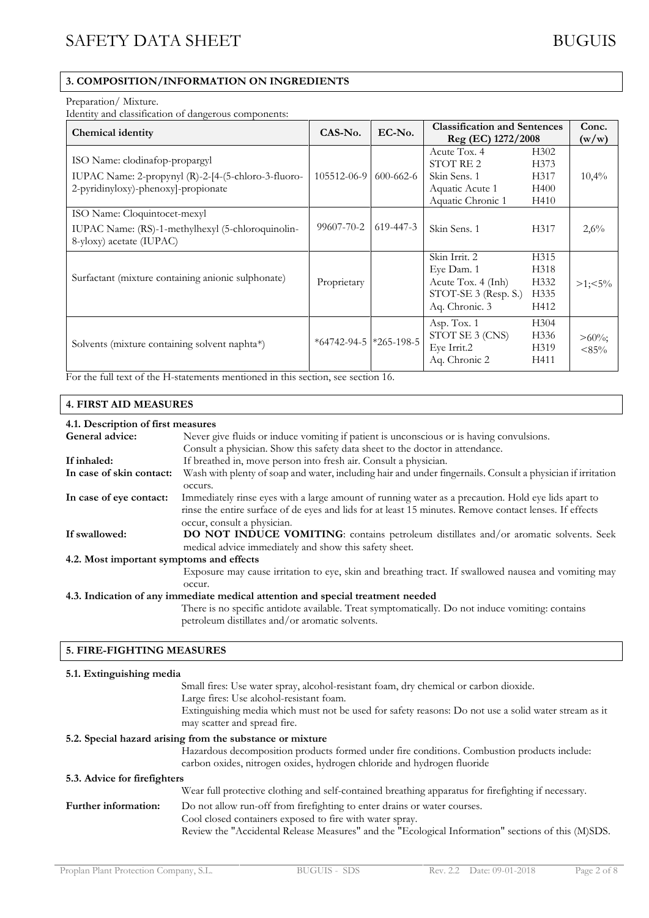## 3. COMPOSITION/INFORMATION ON INGREDIENTS

Preparation/ Mixture.

Identity and classification of dangerous components:

| Chemical identity | CAS-No. | EC-No. | Classification and Sentences Reg (EC) 1272/2008 | | Conc. (w/w) |
|---|---|---|---|---|---|
| ISO Name: clodinafop-propargyl<br>IUPAC Name: 2-propynyl (R)-2-[4-(5-chloro-3-fluoro-2-pyridinyloxy)-phenoxy]-propionate | 105512-06-9 | 600-662-6 | Acute Tox. 4<br>STOT RE 2<br>Skin Sens. 1<br>Aquatic Acute 1<br>Aquatic Chronic 1 | H302<br>H373<br>H317<br>H400<br>H410 | 10,4% |
| ISO Name: Cloquintocet-mexyl<br>IUPAC Name: (RS)-1-methylhexyl (5-chloroquinolin-8-yloxy) acetate (IUPAC) | 99607-70-2 | 619-447-3 | Skin Sens. 1 | H317 | 2,6% |
| Surfactant (mixture containing anionic sulphonate) | Proprietary | | Skin Irrit. 2<br>Eye Dam. 1<br>Acute Tox. 4 (Inh)<br>STOT-SE 3 (Resp. S.)<br>Aq. Chronic. 3 | H315<br>H318<br>H332<br>H335<br>H412 | >1;<5% |
| Solvents (mixture containing solvent naphta*) | *64742-94-5 | *265-198-5 | Asp. Tox. 1<br>STOT SE 3 (CNS)<br>Eye Irrit.2<br>Aq. Chronic 2 | H304<br>H336<br>H319<br>H411 | >60%; <85% |

For the full text of the H-statements mentioned in this section, see section 16.

## 4. FIRST AID MEASURES

### 4.1. Description of first measures

**General advice:** Never give fluids or induce vomiting if patient is unconscious or is having convulsions. Consult a physician. Show this safety data sheet to the doctor in attendance.

**If inhaled:** If breathed in, move person into fresh air. Consult a physician.

**In case of skin contact:** Wash with plenty of soap and water, including hair and under fingernails. Consult a physician if irritation occurs.

**In case of eye contact:** Immediately rinse eyes with a large amount of running water as a precaution. Hold eye lids apart to rinse the entire surface of de eyes and lids for at least 15 minutes. Remove contact lenses. If effects occur, consult a physician.

**If swallowed:** **DO NOT INDUCE VOMITING**: contains petroleum distillates and/or aromatic solvents. Seek medical advice immediately and show this safety sheet.

### 4.2. Most important symptoms and effects

Exposure may cause irritation to eye, skin and breathing tract. If swallowed nausea and vomiting may occur.

### 4.3. Indication of any immediate medical attention and special treatment needed

There is no specific antidote available. Treat symptomatically. Do not induce vomiting: contains petroleum distillates and/or aromatic solvents.

## 5. FIRE-FIGHTING MEASURES

### 5.1. Extinguishing media

Small fires: Use water spray, alcohol-resistant foam, dry chemical or carbon dioxide.

Large fires: Use alcohol-resistant foam.

Extinguishing media which must not be used for safety reasons: Do not use a solid water stream as it may scatter and spread fire.

### 5.2. Special hazard arising from the substance or mixture

Hazardous decomposition products formed under fire conditions. Combustion products include: carbon oxides, nitrogen oxides, hydrogen chloride and hydrogen fluoride

### 5.3. Advice for firefighters

Wear full protective clothing and self-contained breathing apparatus for firefighting if necessary.

**Further information:** Do not allow run-off from firefighting to enter drains or water courses.
Cool closed containers exposed to fire with water spray.
Review the "Accidental Release Measures" and the "Ecological Information" sections of this (M)SDS.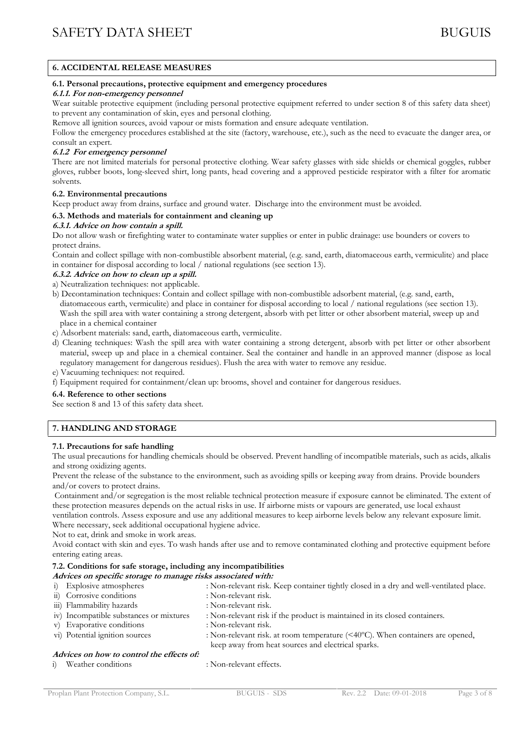## 6. ACCIDENTAL RELEASE MEASURES

### 6.1. Personal precautions, protective equipment and emergency procedures

***6.1.1. For non-emergency personnel***

Wear suitable protective equipment (including personal protective equipment referred to under section 8 of this safety data sheet) to prevent any contamination of skin, eyes and personal clothing.

Remove all ignition sources, avoid vapour or mists formation and ensure adequate ventilation.

Follow the emergency procedures established at the site (factory, warehouse, etc.), such as the need to evacuate the danger area, or consult an expert.

***6.1.2 For emergency personnel***

There are not limited materials for personal protective clothing. Wear safety glasses with side shields or chemical goggles, rubber gloves, rubber boots, long-sleeved shirt, long pants, head covering and a approved pesticide respirator with a filter for aromatic solvents.

### 6.2. Environmental precautions

Keep product away from drains, surface and ground water. Discharge into the environment must be avoided.

### 6.3. Methods and materials for containment and cleaning up

***6.3.1. Advice on how contain a spill.***

Do not allow wash or firefighting water to contaminate water supplies or enter in public drainage: use bounders or covers to protect drains.

Contain and collect spillage with non-combustible absorbent material, (e.g. sand, earth, diatomaceous earth, vermiculite) and place in container for disposal according to local / national regulations (see section 13).

***6.3.2. Advice on how to clean up a spill.***

a) Neutralization techniques: not applicable.

b) Decontamination techniques: Contain and collect spillage with non-combustible adsorbent material, (e.g. sand, earth, diatomaceous earth, vermiculite) and place in container for disposal according to local / national regulations (see section 13). Wash the spill area with water containing a strong detergent, absorb with pet litter or other absorbent material, sweep up and place in a chemical container

c) Adsorbent materials: sand, earth, diatomaceous earth, vermiculite.

d) Cleaning techniques: Wash the spill area with water containing a strong detergent, absorb with pet litter or other absorbent material, sweep up and place in a chemical container. Seal the container and handle in an approved manner (dispose as local regulatory management for dangerous residues). Flush the area with water to remove any residue.

e) Vacuuming techniques: not required.

f) Equipment required for containment/clean up: brooms, shovel and container for dangerous residues.

### 6.4. Reference to other sections

See section 8 and 13 of this safety data sheet.

## 7. HANDLING AND STORAGE

### 7.1. Precautions for safe handling

The usual precautions for handling chemicals should be observed. Prevent handling of incompatible materials, such as acids, alkalis and strong oxidizing agents.

Prevent the release of the substance to the environment, such as avoiding spills or keeping away from drains. Provide bounders and/or covers to protect drains.

Containment and/or segregation is the most reliable technical protection measure if exposure cannot be eliminated. The extent of these protection measures depends on the actual risks in use. If airborne mists or vapours are generated, use local exhaust ventilation controls. Assess exposure and use any additional measures to keep airborne levels below any relevant exposure limit. Where necessary, seek additional occupational hygiene advice.

Not to eat, drink and smoke in work areas.

Avoid contact with skin and eyes. To wash hands after use and to remove contaminated clothing and protective equipment before entering eating areas.

### 7.2. Conditions for safe storage, including any incompatibilities

***Advices on specific storage to manage risks associated with:***

i) Explosive atmospheres : Non-relevant risk. Keep container tightly closed in a dry and well-ventilated place.

ii) Corrosive conditions : Non-relevant risk.

iii) Flammability hazards : Non-relevant risk.

iv) Incompatible substances or mixtures : Non-relevant risk if the product is maintained in its closed containers.

v) Evaporative conditions : Non-relevant risk.

vi) Potential ignition sources : Non-relevant risk. at room temperature (<40ºC). When containers are opened, keep away from heat sources and electrical sparks.

***Advices on how to control the effects of:***

i) Weather conditions : Non-relevant effects.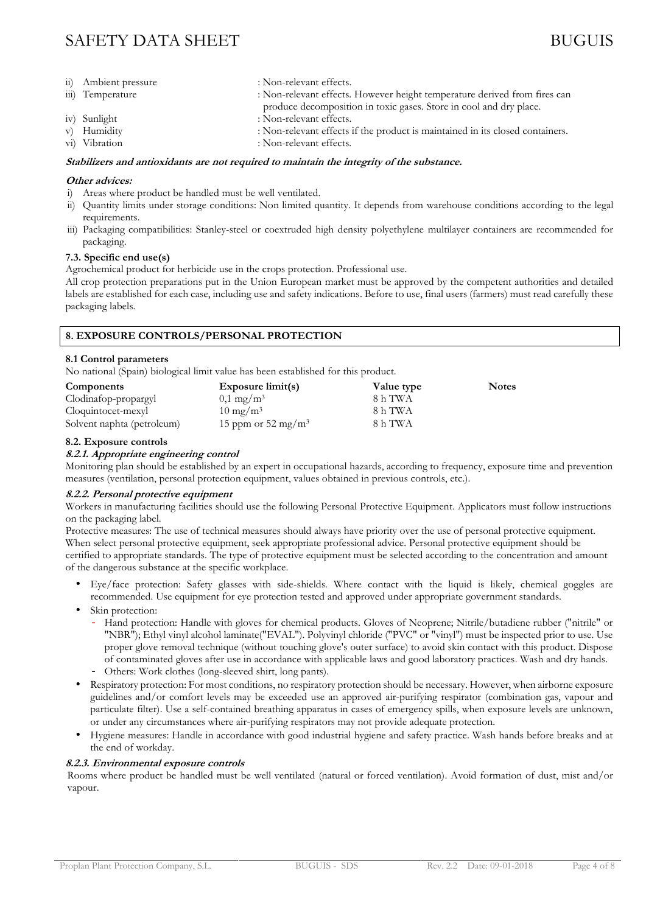ii) Ambient pressure : Non-relevant effects.
iii) Temperature : Non-relevant effects. However height temperature derived from fires can produce decomposition in toxic gases. Store in cool and dry place.
iv) Sunlight : Non-relevant effects.
v) Humidity : Non-relevant effects if the product is maintained in its closed containers.
vi) Vibration : Non-relevant effects.

***Stabilizers and antioxidants are not required to maintain the integrity of the substance.***

***Other advices:***

i) Areas where product be handled must be well ventilated.
ii) Quantity limits under storage conditions: Non limited quantity. It depends from warehouse conditions according to the legal requirements.
iii) Packaging compatibilities: Stanley-steel or coextruded high density polyethylene multilayer containers are recommended for packaging.

**7.3. Specific end use(s)**

Agrochemical product for herbicide use in the crops protection. Professional use.

All crop protection preparations put in the Union European market must be approved by the competent authorities and detailed labels are established for each case, including use and safety indications. Before to use, final users (farmers) must read carefully these packaging labels.

## 8. EXPOSURE CONTROLS/PERSONAL PROTECTION

**8.1 Control parameters**

No national (Spain) biological limit value has been established for this product.

| Components | Exposure limit(s) | Value type | Notes |
|---|---|---|---|
| Clodinafop-propargyl | 0,1 mg/m³ | 8 h TWA | |
| Cloquintocet-mexyl | 10 mg/m³ | 8 h TWA | |
| Solvent naphta (petroleum) | 15 ppm or 52 mg/m³ | 8 h TWA | |

**8.2. Exposure controls**

***8.2.1. Appropriate engineering control***

Monitoring plan should be established by an expert in occupational hazards, according to frequency, exposure time and prevention measures (ventilation, personal protection equipment, values obtained in previous controls, etc.).

***8.2.2. Personal protective equipment***

Workers in manufacturing facilities should use the following Personal Protective Equipment. Applicators must follow instructions on the packaging label.

Protective measures: The use of technical measures should always have priority over the use of personal protective equipment. When select personal protective equipment, seek appropriate professional advice. Personal protective equipment should be certified to appropriate standards. The type of protective equipment must be selected according to the concentration and amount of the dangerous substance at the specific workplace.

- Eye/face protection: Safety glasses with side-shields. Where contact with the liquid is likely, chemical goggles are recommended. Use equipment for eye protection tested and approved under appropriate government standards.
- Skin protection:
  - Hand protection: Handle with gloves for chemical products. Gloves of Neoprene; Nitrile/butadiene rubber ("nitrile" or "NBR"); Ethyl vinyl alcohol laminate("EVAL"). Polyvinyl chloride ("PVC" or "vinyl") must be inspected prior to use. Use proper glove removal technique (without touching glove's outer surface) to avoid skin contact with this product. Dispose of contaminated gloves after use in accordance with applicable laws and good laboratory practices. Wash and dry hands.
  - Others: Work clothes (long-sleeved shirt, long pants).
- Respiratory protection: For most conditions, no respiratory protection should be necessary. However, when airborne exposure guidelines and/or comfort levels may be exceeded use an approved air-purifying respirator (combination gas, vapour and particulate filter). Use a self-contained breathing apparatus in cases of emergency spills, when exposure levels are unknown, or under any circumstances where air-purifying respirators may not provide adequate protection.
- Hygiene measures: Handle in accordance with good industrial hygiene and safety practice. Wash hands before breaks and at the end of workday.

***8.2.3. Environmental exposure controls***

Rooms where product be handled must be well ventilated (natural or forced ventilation). Avoid formation of dust, mist and/or vapour.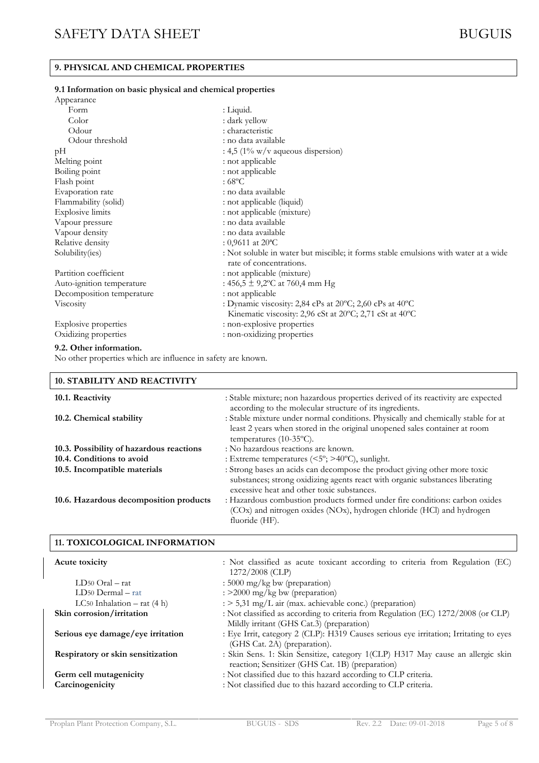## 9. PHYSICAL AND CHEMICAL PROPERTIES

### 9.1 Information on basic physical and chemical properties

| | |
|---|---|
| Appearance | |
| Form | : Liquid. |
| Color | : dark yellow |
| Odour | : characteristic |
| Odour threshold | : no data available |
| pH | : 4,5 (1% w/v aqueous dispersion) |
| Melting point | : not applicable |
| Boiling point | : not applicable |
| Flash point | : 68ºC |
| Evaporation rate | : no data available |
| Flammability (solid) | : not applicable (liquid) |
| Explosive limits | : not applicable (mixture) |
| Vapour pressure | : no data available |
| Vapour density | : no data available |
| Relative density | : 0,9611 at 20ªC |
| Solubility(ies) | : Not soluble in water but miscible; it forms stable emulsions with water at a wide rate of concentrations. |
| Partition coefficient | : not applicable (mixture) |
| Auto-ignition temperature | : 456,5 ± 9,2ºC at 760,4 mm Hg |
| Decomposition temperature | : not applicable |
| Viscosity | : Dynamic viscosity: 2,84 cPs at 20ºC; 2,60 cPs at 40ºC<br>Kinematic viscosity: 2,96 cSt at 20ºC; 2,71 cSt at 40ºC |
| Explosive properties | : non-explosive properties |
| Oxidizing properties | : non-oxidizing properties |

### 9.2. Other information.

No other properties which are influence in safety are known.

## 10. STABILITY AND REACTIVITY

| | |
|---|---|
| **10.1. Reactivity** | : Stable mixture; non hazardous properties derived of its reactivity are expected according to the molecular structure of its ingredients. |
| **10.2. Chemical stability** | : Stable mixture under normal conditions. Physically and chemically stable for at least 2 years when stored in the original unopened sales container at room temperatures (10-35ºC). |
| **10.3. Possibility of hazardous reactions** | : No hazardous reactions are known. |
| **10.4. Conditions to avoid** | : Extreme temperatures (<5º; >40ºC), sunlight. |
| **10.5. Incompatible materials** | : Strong bases an acids can decompose the product giving other more toxic substances; strong oxidizing agents react with organic substances liberating excessive heat and other toxic substances. |
| **10.6. Hazardous decomposition products** | : Hazardous combustion products formed under fire conditions: carbon oxides (COx) and nitrogen oxides (NOx), hydrogen chloride (HCl) and hydrogen fluoride (HF). |

## 11. TOXICOLOGICAL INFORMATION

| | |
|---|---|
| **Acute toxicity** | : Not classified as acute toxicant according to criteria from Regulation (EC) 1272/2008 (CLP) |
| $LD_{50}$ Oral – rat | : 5000 mg/kg bw (preparation) |
| $LD_{50}$ Dermal – rat | : >2000 mg/kg bw (preparation) |
| $LC_{50}$ Inhalation – rat (4 h) | : > 5,31 mg/L air (max. achievable conc.) (preparation) |
| **Skin corrosion/irritation** | : Not classified as according to criteria from Regulation (EC) 1272/2008 (or CLP) Mildly irritant (GHS Cat.3) (preparation) |
| **Serious eye damage/eye irritation** | : Eye Irrit, category 2 (CLP): H319 Causes serious eye irritation; Irritating to eyes (GHS Cat. 2A) (preparation). |
| **Respiratory or skin sensitization** | : Skin Sens. 1: Skin Sensitize, category 1(CLP) H317 May cause an allergic skin reaction; Sensitizer (GHS Cat. 1B) (preparation) |
| **Germ cell mutagenicity** | : Not classified due to this hazard according to CLP criteria. |
| **Carcinogenicity** | : Not classified due to this hazard according to CLP criteria. |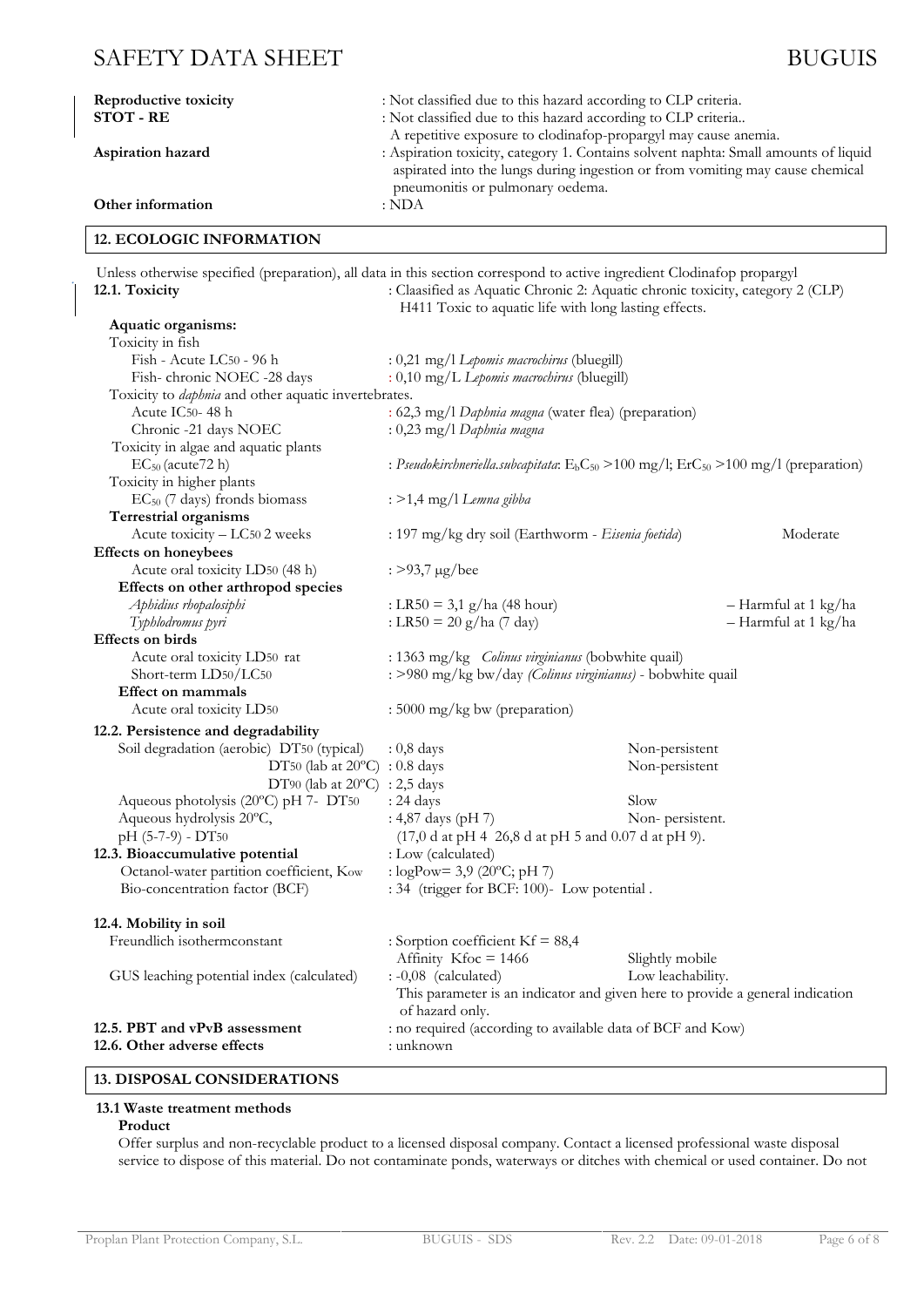| | |
|---|---|
| **Reproductive toxicity** | : Not classified due to this hazard according to CLP criteria. |
| **STOT - RE** | : Not classified due to this hazard according to CLP criteria.. A repetitive exposure to clodinafop-propargyl may cause anemia. |
| **Aspiration hazard** | : Aspiration toxicity, category 1. Contains solvent naphta: Small amounts of liquid aspirated into the lungs during ingestion or from vomiting may cause chemical pneumonitis or pulmonary oedema. |
| **Other information** | : NDA |

## 12. ECOLOGIC INFORMATION

Unless otherwise specified (preparation), all data in this section correspond to active ingredient Clodinafop propargyl

| | | | |
|---|---|---|---|
| **12.1. Toxicity** | : Claasified as Aquatic Chronic 2: Aquatic chronic toxicity, category 2 (CLP) H411 Toxic to aquatic life with long lasting effects. | | |
| **Aquatic organisms:** | | | |
| Toxicity in fish | | | |
| Fish - Acute $LC_{50}$ - 96 h | : 0,21 mg/l *Lepomis macrochirus* (bluegill) | | |
| Fish- chronic NOEC -28 days | : 0,10 mg/L *Lepomis macrochirus* (bluegill) | | |
| Toxicity to *daphnia* and other aquatic invertebrates. | | | |
| Acute $IC_{50}$- 48 h | : 62,3 mg/l *Daphnia magna* (water flea) (preparation) | | |
| Chronic -21 days NOEC | : 0,23 mg/l *Daphnia magna* | | |
| Toxicity in algae and aquatic plants | | | |
| $EC_{50}$ (acute72 h) | : *Pseudokirchneriella.subcapitata*: $E_bC_{50}$ >100 mg/l; $ErC_{50}$ >100 mg/l (preparation) | | |
| Toxicity in higher plants | | | |
| $EC_{50}$ (7 days) fronds biomass | : >1,4 mg/l *Lemna gibba* | | |
| **Terrestrial organisms** | | | |
| Acute toxicity – $LC_{50}$ 2 weeks | : 197 mg/kg dry soil (Earthworm - *Eisenia foetida*) | | Moderate |
| **Effects on honeybees** | | | |
| Acute oral toxicity $LD_{50}$ (48 h) | : >93,7 μg/bee | | |
| **Effects on other arthropod species** | | | |
| *Aphidius rhopalosiphi* | : LR50 = 3,1 g/ha (48 hour) | | – Harmful at 1 kg/ha |
| *Typhlodromus pyri* | : LR50 = 20 g/ha (7 day) | | – Harmful at 1 kg/ha |
| **Effects on birds** | | | |
| Acute oral toxicity $LD_{50}$ rat | : 1363 mg/kg *Colinus virginianus* (bobwhite quail) | | |
| Short-term $LD_{50}/LC_{50}$ | : >980 mg/kg bw/day *(Colinus virginianus)* - bobwhite quail | | |
| **Effect on mammals** | | | |
| Acute oral toxicity $LD_{50}$ | : 5000 mg/kg bw (preparation) | | |
| **12.2. Persistence and degradability** | | | |
| Soil degradation (aerobic) $DT_{50}$ (typical) | : 0,8 days | Non-persistent | |
| $DT_{50}$ (lab at 20ºC) | : 0.8 days | Non-persistent | |
| $DT_{90}$ (lab at 20ºC) | : 2,5 days | | |
| Aqueous photolysis (20ºC) pH 7- $DT_{50}$ | : 24 days | Slow | |
| Aqueous hydrolysis 20ºC, pH (5-7-9) - $DT_{50}$ | : 4,87 days (pH 7) (17,0 d at pH 4 26,8 d at pH 5 and 0.07 d at pH 9). | Non- persistent. | |
| **12.3. Bioaccumulative potential** | : Low (calculated) | | |
| Octanol-water partition coefficient, $K_{ow}$ | : logPow= 3,9 (20ºC; pH 7) | | |
| Bio-concentration factor (BCF) | : 34 (trigger for BCF: 100)- Low potential . | | |
| **12.4. Mobility in soil** | | | |
| Freundlich isothermconstant | : Sorption coefficient Kf = 88,4 Affinity Kfoc = 1466 | Slightly mobile | |
| GUS leaching potential index (calculated) | : -0,08 (calculated) This parameter is an indicator and given here to provide a general indication of hazard only. | Low leachability. | |
| **12.5. PBT and vPvB assessment** | : no required (according to available data of BCF and Kow) | | |
| **12.6. Other adverse effects** | : unknown | | |

## 13. DISPOSAL CONSIDERATIONS

### 13.1 Waste treatment methods

**Product**

Offer surplus and non-recyclable product to a licensed disposal company. Contact a licensed professional waste disposal service to dispose of this material. Do not contaminate ponds, waterways or ditches with chemical or used container. Do not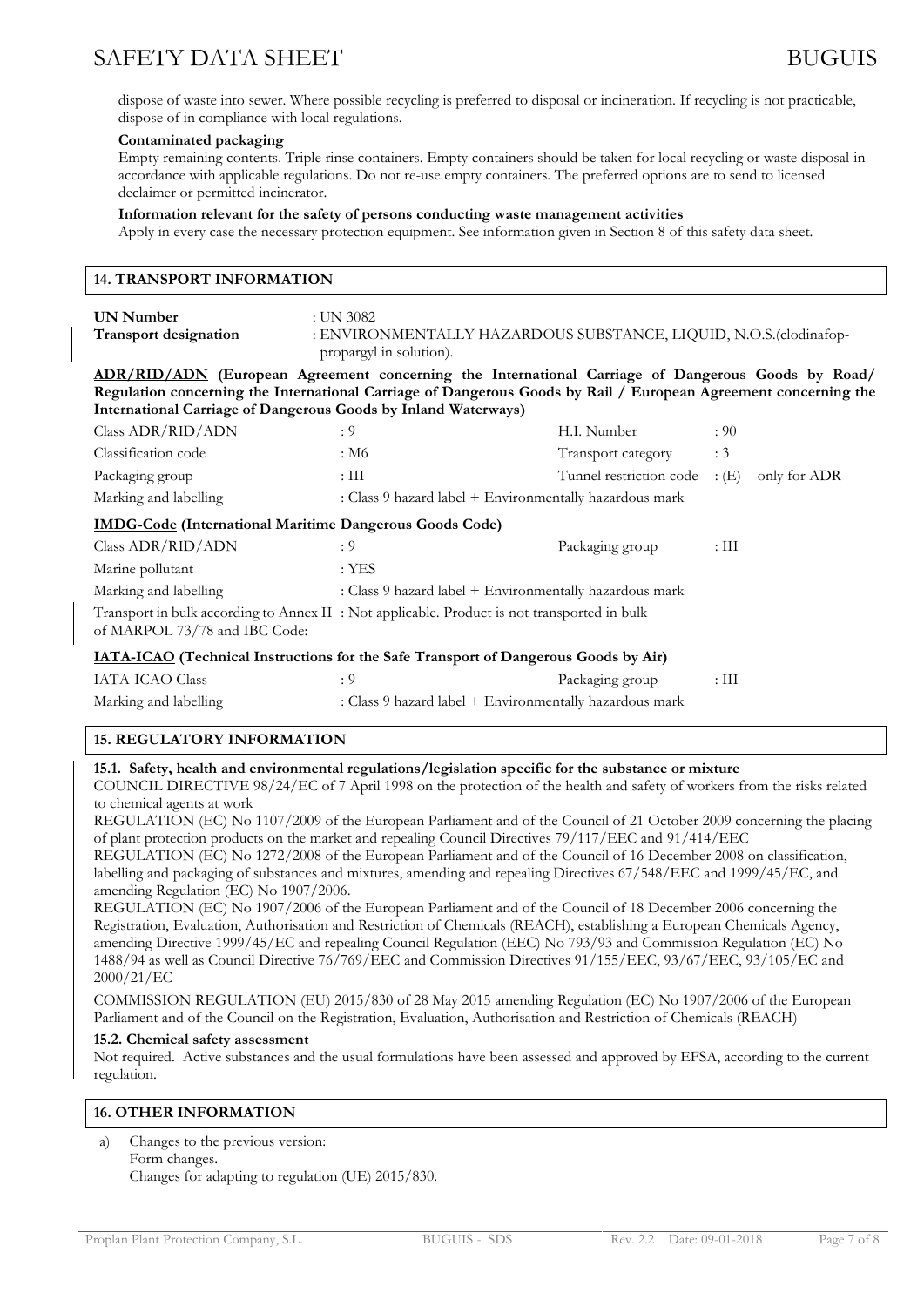dispose of waste into sewer. Where possible recycling is preferred to disposal or incineration. If recycling is not practicable, dispose of in compliance with local regulations.

**Contaminated packaging**

Empty remaining contents. Triple rinse containers. Empty containers should be taken for local recycling or waste disposal in accordance with applicable regulations. Do not re-use empty containers. The preferred options are to send to licensed declaimer or permitted incinerator.

**Information relevant for the safety of persons conducting waste management activities**

Apply in every case the necessary protection equipment. See information given in Section 8 of this safety data sheet.

## 14. TRANSPORT INFORMATION

| | |
|---|---|
| **UN Number** | : UN 3082 |
| **Transport designation** | : ENVIRONMENTALLY HAZARDOUS SUBSTANCE, LIQUID, N.O.S.(clodinafop-propargyl in solution). |

**ADR/RID/ADN (European Agreement concerning the International Carriage of Dangerous Goods by Road/ Regulation concerning the International Carriage of Dangerous Goods by Rail / European Agreement concerning the International Carriage of Dangerous Goods by Inland Waterways)**

| | | | |
|---|---|---|---|
| Class ADR/RID/ADN | : 9 | H.I. Number | : 90 |
| Classification code | : M6 | Transport category | : 3 |
| Packaging group | : III | Tunnel restriction code | : (E) - only for ADR |
| Marking and labelling | : Class 9 hazard label + Environmentally hazardous mark | | |

**IMDG-Code (International Maritime Dangerous Goods Code)**

| | | | |
|---|---|---|---|
| Class ADR/RID/ADN | : 9 | Packaging group | : III |
| Marine pollutant | : YES | | |
| Marking and labelling | : Class 9 hazard label + Environmentally hazardous mark | | |
| Transport in bulk according to Annex II of MARPOL 73/78 and IBC Code: | : Not applicable. Product is not transported in bulk | | |

**IATA-ICAO (Technical Instructions for the Safe Transport of Dangerous Goods by Air)**

| | | | |
|---|---|---|---|
| IATA-ICAO Class | : 9 | Packaging group | : III |
| Marking and labelling | : Class 9 hazard label + Environmentally hazardous mark | | |

## 15. REGULATORY INFORMATION

**15.1. Safety, health and environmental regulations/legislation specific for the substance or mixture**

COUNCIL DIRECTIVE 98/24/EC of 7 April 1998 on the protection of the health and safety of workers from the risks related to chemical agents at work

REGULATION (EC) No 1107/2009 of the European Parliament and of the Council of 21 October 2009 concerning the placing of plant protection products on the market and repealing Council Directives 79/117/EEC and 91/414/EEC

REGULATION (EC) No 1272/2008 of the European Parliament and of the Council of 16 December 2008 on classification, labelling and packaging of substances and mixtures, amending and repealing Directives 67/548/EEC and 1999/45/EC, and amending Regulation (EC) No 1907/2006.

REGULATION (EC) No 1907/2006 of the European Parliament and of the Council of 18 December 2006 concerning the Registration, Evaluation, Authorisation and Restriction of Chemicals (REACH), establishing a European Chemicals Agency, amending Directive 1999/45/EC and repealing Council Regulation (EEC) No 793/93 and Commission Regulation (EC) No 1488/94 as well as Council Directive 76/769/EEC and Commission Directives 91/155/EEC, 93/67/EEC, 93/105/EC and 2000/21/EC

COMMISSION REGULATION (EU) 2015/830 of 28 May 2015 amending Regulation (EC) No 1907/2006 of the European Parliament and of the Council on the Registration, Evaluation, Authorisation and Restriction of Chemicals (REACH)

**15.2. Chemical safety assessment**

Not required. Active substances and the usual formulations have been assessed and approved by EFSA, according to the current regulation.

## 16. OTHER INFORMATION

a) Changes to the previous version:
   Form changes.
   Changes for adapting to regulation (UE) 2015/830.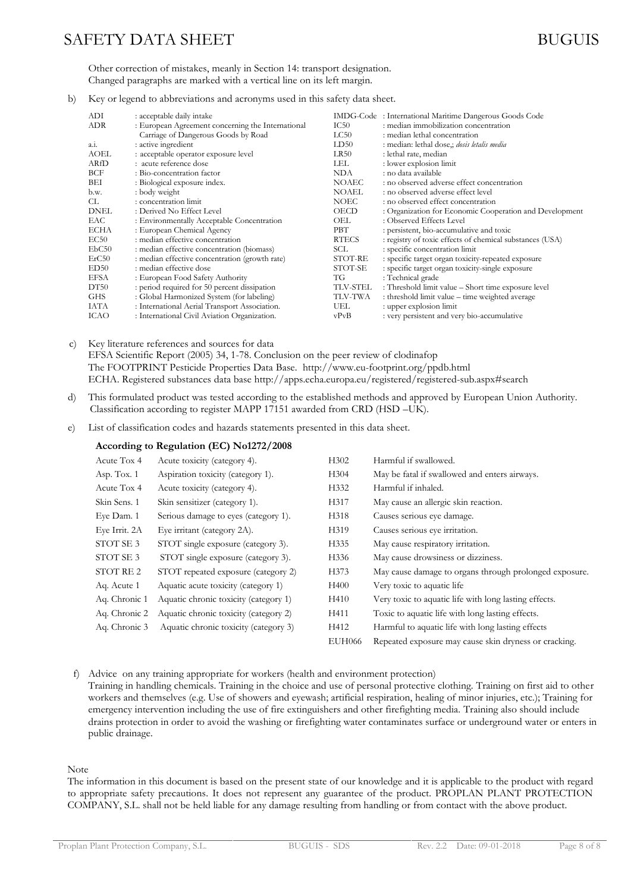Other correction of mistakes, meanly in Section 14: transport designation.
Changed paragraphs are marked with a vertical line on its left margin.

b) Key or legend to abbreviations and acronyms used in this safety data sheet.

| | | | |
|---|---|---|---|
| ADI | : acceptable daily intake | IMDG-Code | : International Maritime Dangerous Goods Code |
| ADR | : European Agreement concerning the International Carriage of Dangerous Goods by Road | IC50 | : median immobilization concentration |
| | | LC50 | : median lethal concentration |
| a.i. | : active ingredient | LD50 | : median: lethal dose,; *dosis letalis media* |
| AOEL | : acceptable operator exposure level | LR50 | : lethal rate, median |
| ARfD | : acute reference dose | LEL | : lower explosion limit |
| BCF | : Bio-concentration factor | NDA | : no data available |
| BEI | : Biological exposure index. | NOAEC | : no observed adverse effect concentration |
| b.w. | : body weight | NOAEL | : no observed adverse effect level |
| CL | : concentration limit | NOEC | : no observed effect concentration |
| DNEL | : Derived No Effect Level | OECD | : Organization for Economic Cooperation and Development |
| EAC | : Environmentally Acceptable Concentration | OEL | : Observed Effects Level |
| ECHA | : European Chemical Agency | PBT | : persistent, bio-accumulative and toxic |
| EC50 | : median effective concentration | RTECS | : registry of toxic effects of chemical substances (USA) |
| EbC50 | : median effective concentration (biomass) | SCL | : specific concentration limit |
| ErC50 | : median effective concentration (growth rate) | STOT-RE | : specific target organ toxicity-repeated exposure |
| ED50 | : median effective dose | STOT-SE | : specific target organ toxicity-single exposure |
| EFSA | : European Food Safety Authority | TG | : Technical grade |
| DT50 | : period required for 50 percent dissipation | TLV-STEL | : Threshold limit value – Short time exposure level |
| GHS | : Global Harmonized System (for labeling) | TLV-TWA | : threshold limit value – time weighted average |
| IATA | : International Aerial Transport Association. | UEL | : upper explosion limit |
| ICAO | : International Civil Aviation Organization. | vPvB | : very persistent and very bio-accumulative |

c) Key literature references and sources for data
EFSA Scientific Report (2005) 34, 1-78. Conclusion on the peer review of clodinafop
The FOOTPRINT Pesticide Properties Data Base. http://www.eu-footprint.org/ppdb.html
ECHA. Registered substances data base http://apps.echa.europa.eu/registered/registered-sub.aspx#search

d) This formulated product was tested according to the established methods and approved by European Union Authority. Classification according to register MAPP 17151 awarded from CRD (HSD –UK).

e) List of classification codes and hazards statements presented in this data sheet.

**According to Regulation (EC) No1272/2008**

| | | | |
|---|---|---|---|
| Acute Tox 4 | Acute toxicity (category 4). | H302 | Harmful if swallowed. |
| Asp. Tox. 1 | Aspiration toxicity (category 1). | H304 | May be fatal if swallowed and enters airways. |
| Acute Tox 4 | Acute toxicity (category 4). | H332 | Harmful if inhaled. |
| Skin Sens. 1 | Skin sensitizer (category 1). | H317 | May cause an allergic skin reaction. |
| Eye Dam. 1 | Serious damage to eyes (category 1). | H318 | Causes serious eye damage. |
| Eye Irrit. 2A | Eye irritant (category 2A). | H319 | Causes serious eye irritation. |
| STOT SE 3 | STOT single exposure (category 3). | H335 | May cause respiratory irritation. |
| STOT SE 3 | STOT single exposure (category 3). | H336 | May cause drowsiness or dizziness. |
| STOT RE 2 | STOT repeated exposure (category 2) | H373 | May cause damage to organs through prolonged exposure. |
| Aq. Acute 1 | Aquatic acute toxicity (category 1) | H400 | Very toxic to aquatic life |
| Aq. Chronic 1 | Aquatic chronic toxicity (category 1) | H410 | Very toxic to aquatic life with long lasting effects. |
| Aq. Chronic 2 | Aquatic chronic toxicity (category 2) | H411 | Toxic to aquatic life with long lasting effects. |
| Aq. Chronic 3 | Aquatic chronic toxicity (category 3) | H412 | Harmful to aquatic life with long lasting effects |
| | | EUH066 | Repeated exposure may cause skin dryness or cracking. |

f) Advice on any training appropriate for workers (health and environment protection)
Training in handling chemicals. Training in the choice and use of personal protective clothing. Training on first aid to other workers and themselves (e.g. Use of showers and eyewash; artificial respiration, healing of minor injuries, etc.); Training for emergency intervention including the use of fire extinguishers and other firefighting media. Training also should include drains protection in order to avoid the washing or firefighting water contaminates surface or underground water or enters in public drainage.

Note
The information in this document is based on the present state of our knowledge and it is applicable to the product with regard to appropriate safety precautions. It does not represent any guarantee of the product. PROPLAN PLANT PROTECTION COMPANY, S.L. shall not be held liable for any damage resulting from handling or from contact with the above product.